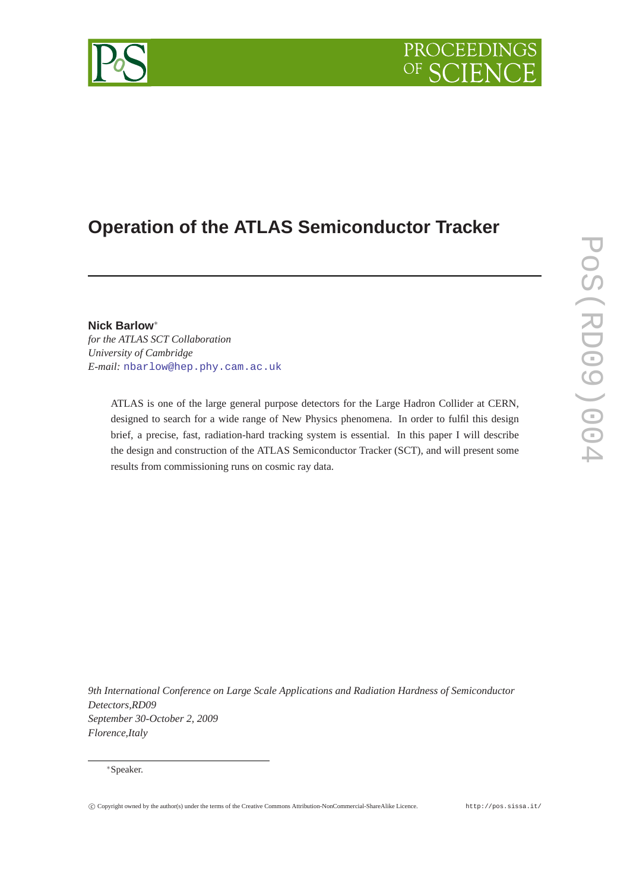# Operation of the ATLAS Semiconductor Tracker

**Nick Barlow**[*]
*for the ATLAS SCT Collaboration*
*University of Cambridge*
*E-mail:* nbarlow@hep.phy.cam.ac.uk

ATLAS is one of the large general purpose detectors for the Large Hadron Collider at CERN, designed to search for a wide range of New Physics phenomena. In order to fulfil this design brief, a precise, fast, radiation-hard tracking system is essential. In this paper I will describe the design and construction of the ATLAS Semiconductor Tracker (SCT), and will present some results from commissioning runs on cosmic ray data.

*9th International Conference on Large Scale Applications and Radiation Hardness of Semiconductor Detectors,RD09*
*September 30-October 2, 2009*
*Florence,Italy*

[*]Speaker.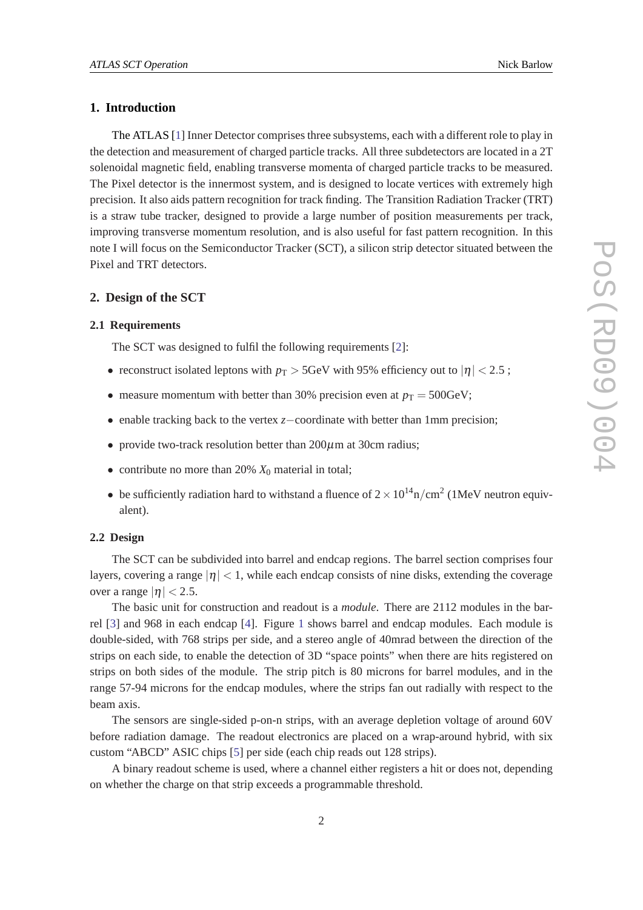## 1. Introduction

The ATLAS [1] Inner Detector comprises three subsystems, each with a different role to play in the detection and measurement of charged particle tracks. All three subdetectors are located in a 2T solenoidal magnetic field, enabling transverse momenta of charged particle tracks to be measured. The Pixel detector is the innermost system, and is designed to locate vertices with extremely high precision. It also aids pattern recognition for track finding. The Transition Radiation Tracker (TRT) is a straw tube tracker, designed to provide a large number of position measurements per track, improving transverse momentum resolution, and is also useful for fast pattern recognition. In this note I will focus on the Semiconductor Tracker (SCT), a silicon strip detector situated between the Pixel and TRT detectors.

## 2. Design of the SCT

### 2.1 Requirements

The SCT was designed to fulfil the following requirements [2]:

- reconstruct isolated leptons with $p_T > 5$GeV with 95% efficiency out to $|\eta| < 2.5$ ;
- measure momentum with better than 30% precision even at $p_T = 500$GeV;
- enable tracking back to the vertex $z-$coordinate with better than 1mm precision;
- provide two-track resolution better than 200$\mu$m at 30cm radius;
- contribute no more than 20% $X_0$ material in total;
- be sufficiently radiation hard to withstand a fluence of $2 \times 10^{14}$n/cm$^2$ (1MeV neutron equivalent).

### 2.2 Design

The SCT can be subdivided into barrel and endcap regions. The barrel section comprises four layers, covering a range $|\eta| < 1$, while each endcap consists of nine disks, extending the coverage over a range $|\eta| < 2.5$.

The basic unit for construction and readout is a *module*. There are 2112 modules in the barrel [3] and 968 in each endcap [4]. Figure 1 shows barrel and endcap modules. Each module is double-sided, with 768 strips per side, and a stereo angle of 40mrad between the direction of the strips on each side, to enable the detection of 3D "space points" when there are hits registered on strips on both sides of the module. The strip pitch is 80 microns for barrel modules, and in the range 57-94 microns for the endcap modules, where the strips fan out radially with respect to the beam axis.

The sensors are single-sided p-on-n strips, with an average depletion voltage of around 60V before radiation damage. The readout electronics are placed on a wrap-around hybrid, with six custom "ABCD" ASIC chips [5] per side (each chip reads out 128 strips).

A binary readout scheme is used, where a channel either registers a hit or does not, depending on whether the charge on that strip exceeds a programmable threshold.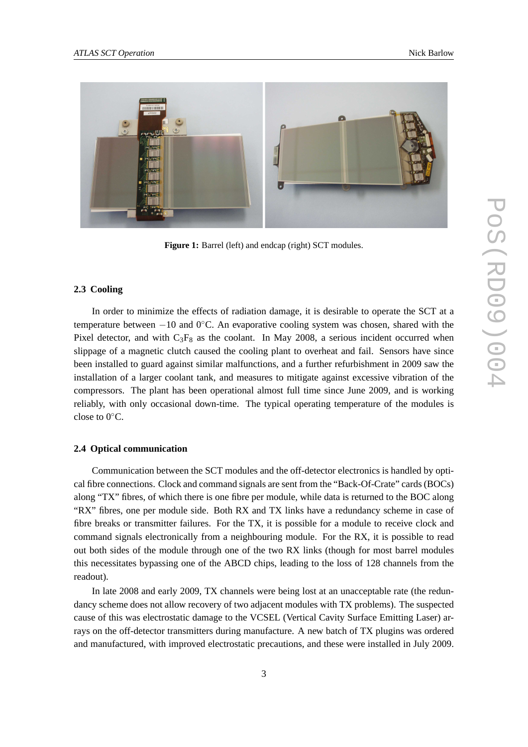Figure 1: Barrel (left) and endcap (right) SCT modules.

### 2.3 Cooling

In order to minimize the effects of radiation damage, it is desirable to operate the SCT at a temperature between $-10$ and $0^{\circ}$C. An evaporative cooling system was chosen, shared with the Pixel detector, and with $C_3F_8$ as the coolant. In May 2008, a serious incident occurred when slippage of a magnetic clutch caused the cooling plant to overheat and fail. Sensors have since been installed to guard against similar malfunctions, and a further refurbishment in 2009 saw the installation of a larger coolant tank, and measures to mitigate against excessive vibration of the compressors. The plant has been operational almost full time since June 2009, and is working reliably, with only occasional down-time. The typical operating temperature of the modules is close to $0^{\circ}$C.

### 2.4 Optical communication

Communication between the SCT modules and the off-detector electronics is handled by optical fibre connections. Clock and command signals are sent from the "Back-Of-Crate" cards (BOCs) along "TX" fibres, of which there is one fibre per module, while data is returned to the BOC along "RX" fibres, one per module side. Both RX and TX links have a redundancy scheme in case of fibre breaks or transmitter failures. For the TX, it is possible for a module to receive clock and command signals electronically from a neighbouring module. For the RX, it is possible to read out both sides of the module through one of the two RX links (though for most barrel modules this necessitates bypassing one of the ABCD chips, leading to the loss of 128 channels from the readout).

In late 2008 and early 2009, TX channels were being lost at an unacceptable rate (the redundancy scheme does not allow recovery of two adjacent modules with TX problems). The suspected cause of this was electrostatic damage to the VCSEL (Vertical Cavity Surface Emitting Laser) arrays on the off-detector transmitters during manufacture. A new batch of TX plugins was ordered and manufactured, with improved electrostatic precautions, and these were installed in July 2009.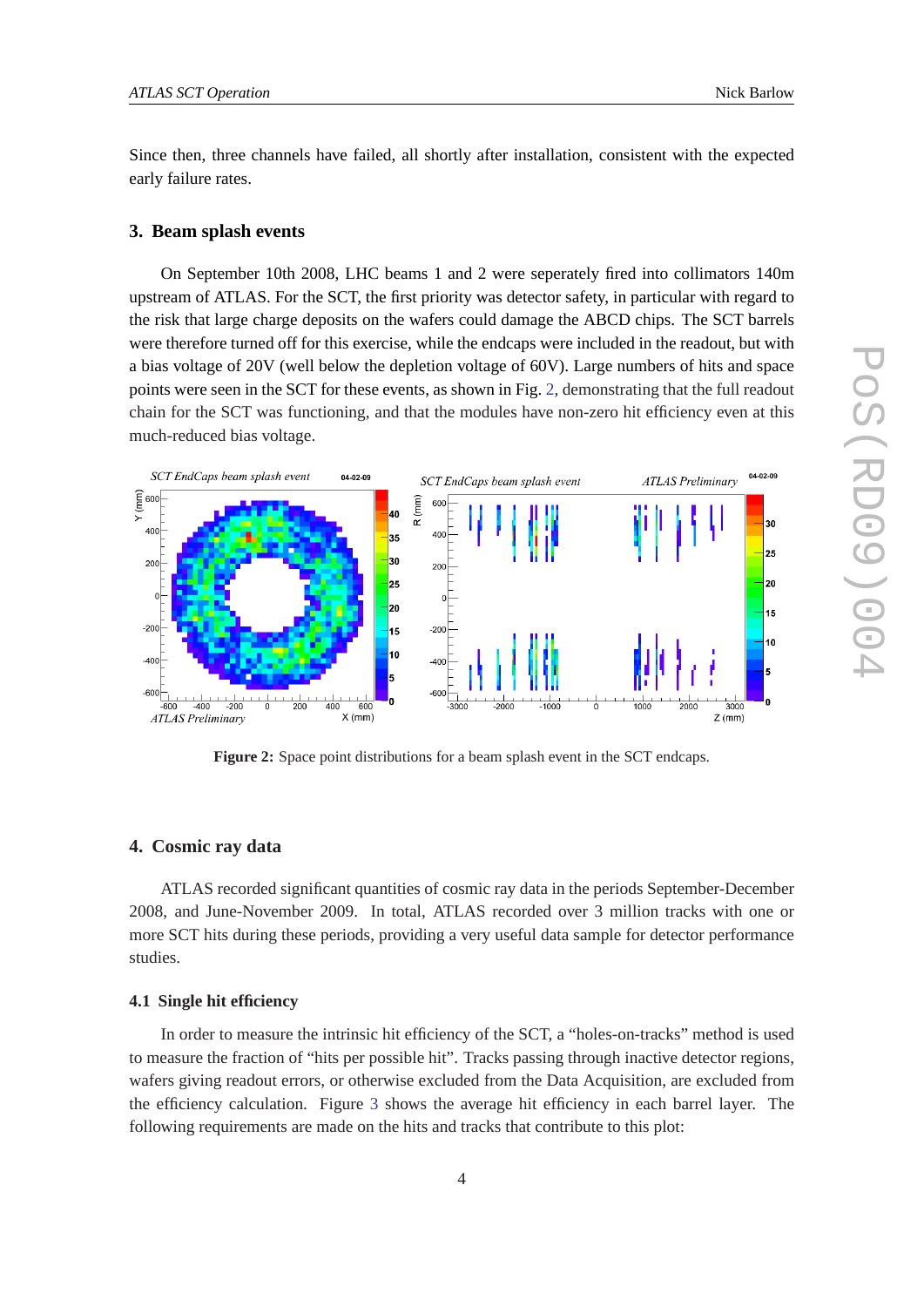Since then, three channels have failed, all shortly after installation, consistent with the expected early failure rates.

## 3. Beam splash events

On September 10th 2008, LHC beams 1 and 2 were seperately fired into collimators 140m upstream of ATLAS. For the SCT, the first priority was detector safety, in particular with regard to the risk that large charge deposits on the wafers could damage the ABCD chips. The SCT barrels were therefore turned off for this exercise, while the endcaps were included in the readout, but with a bias voltage of 20V (well below the depletion voltage of 60V). Large numbers of hits and space points were seen in the SCT for these events, as shown in Fig. 2, demonstrating that the full readout chain for the SCT was functioning, and that the modules have non-zero hit efficiency even at this much-reduced bias voltage.

**Figure 2:** Space point distributions for a beam splash event in the SCT endcaps.

## 4. Cosmic ray data

ATLAS recorded significant quantities of cosmic ray data in the periods September-December 2008, and June-November 2009. In total, ATLAS recorded over 3 million tracks with one or more SCT hits during these periods, providing a very useful data sample for detector performance studies.

### 4.1 Single hit efficiency

In order to measure the intrinsic hit efficiency of the SCT, a "holes-on-tracks" method is used to measure the fraction of "hits per possible hit". Tracks passing through inactive detector regions, wafers giving readout errors, or otherwise excluded from the Data Acquisition, are excluded from the efficiency calculation. Figure 3 shows the average hit efficiency in each barrel layer. The following requirements are made on the hits and tracks that contribute to this plot: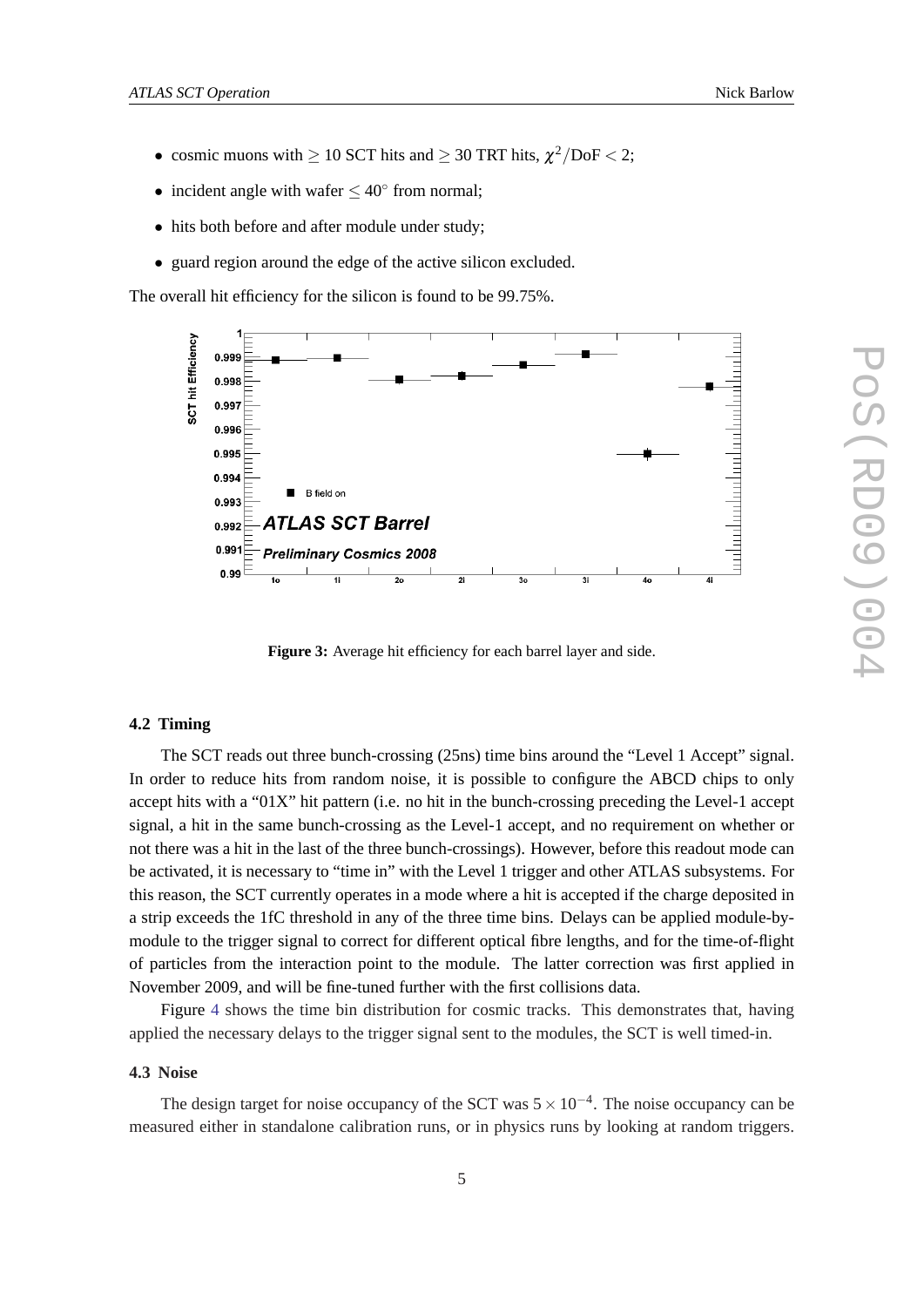- cosmic muons with $\geq 10$ SCT hits and $\geq 30$ TRT hits, $\chi^2/\text{DoF} < 2$;
- incident angle with wafer $\leq 40^\circ$ from normal;
- hits both before and after module under study;
- guard region around the edge of the active silicon excluded.

The overall hit efficiency for the silicon is found to be 99.75%.

**Figure 3:** Average hit efficiency for each barrel layer and side.

### 4.2 Timing

The SCT reads out three bunch-crossing (25ns) time bins around the "Level 1 Accept" signal. In order to reduce hits from random noise, it is possible to configure the ABCD chips to only accept hits with a "01X" hit pattern (i.e. no hit in the bunch-crossing preceding the Level-1 accept signal, a hit in the same bunch-crossing as the Level-1 accept, and no requirement on whether or not there was a hit in the last of the three bunch-crossings). However, before this readout mode can be activated, it is necessary to "time in" with the Level 1 trigger and other ATLAS subsystems. For this reason, the SCT currently operates in a mode where a hit is accepted if the charge deposited in a strip exceeds the 1fC threshold in any of the three time bins. Delays can be applied module-by-module to the trigger signal to correct for different optical fibre lengths, and for the time-of-flight of particles from the interaction point to the module. The latter correction was first applied in November 2009, and will be fine-tuned further with the first collisions data.

Figure 4 shows the time bin distribution for cosmic tracks. This demonstrates that, having applied the necessary delays to the trigger signal sent to the modules, the SCT is well timed-in.

### 4.3 Noise

The design target for noise occupancy of the SCT was $5 \times 10^{-4}$. The noise occupancy can be measured either in standalone calibration runs, or in physics runs by looking at random triggers.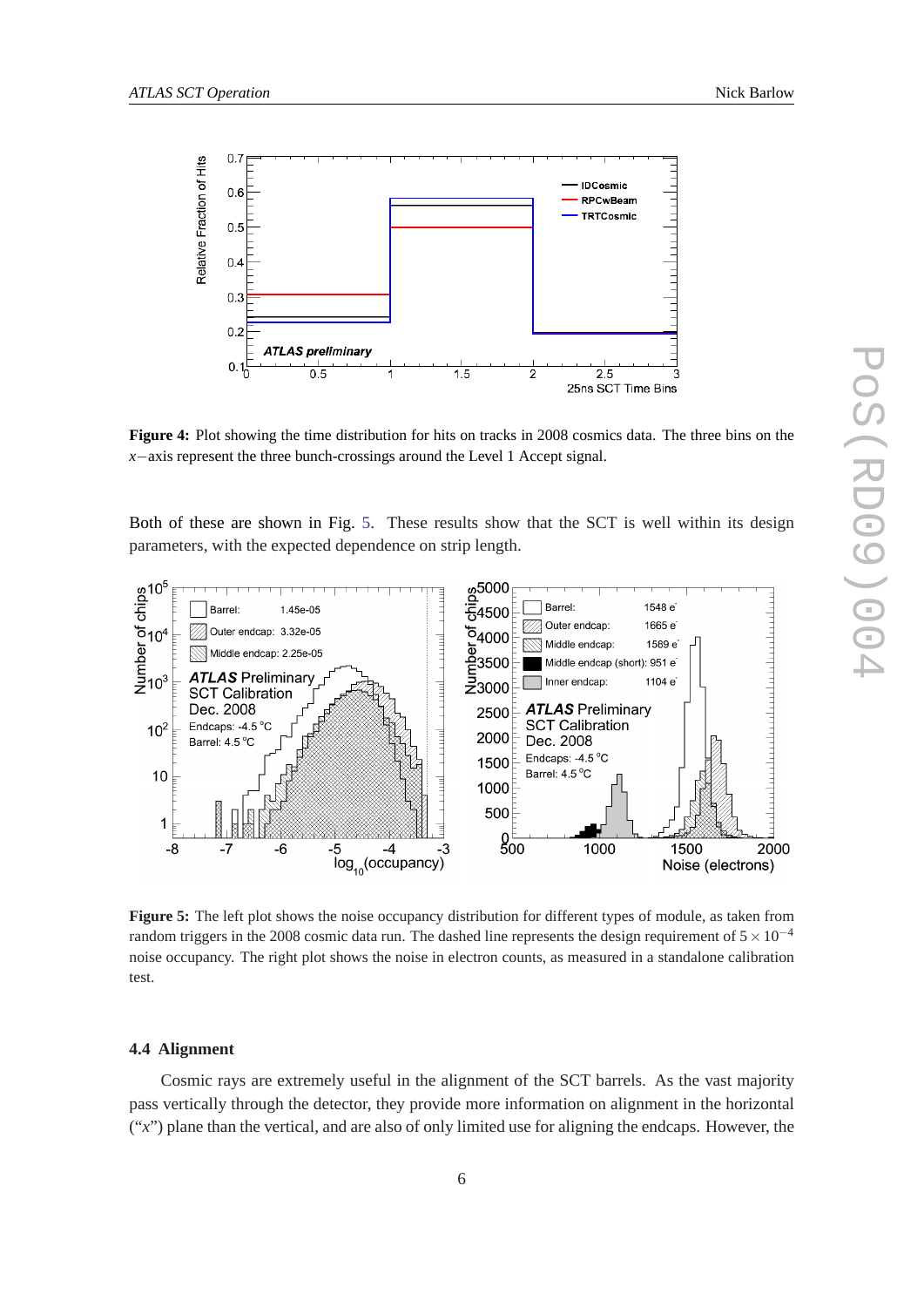**Figure 4:** Plot showing the time distribution for hits on tracks in 2008 cosmics data. The three bins on the $x-$axis represent the three bunch-crossings around the Level 1 Accept signal.

Both of these are shown in Fig. 5. These results show that the SCT is well within its design parameters, with the expected dependence on strip length.

**Figure 5:** The left plot shows the noise occupancy distribution for different types of module, as taken from random triggers in the 2008 cosmic data run. The dashed line represents the design requirement of $5 \times 10^{-4}$ noise occupancy. The right plot shows the noise in electron counts, as measured in a standalone calibration test.

### 4.4 Alignment

Cosmic rays are extremely useful in the alignment of the SCT barrels. As the vast majority pass vertically through the detector, they provide more information on alignment in the horizontal ("$x$") plane than the vertical, and are also of only limited use for aligning the endcaps. However, the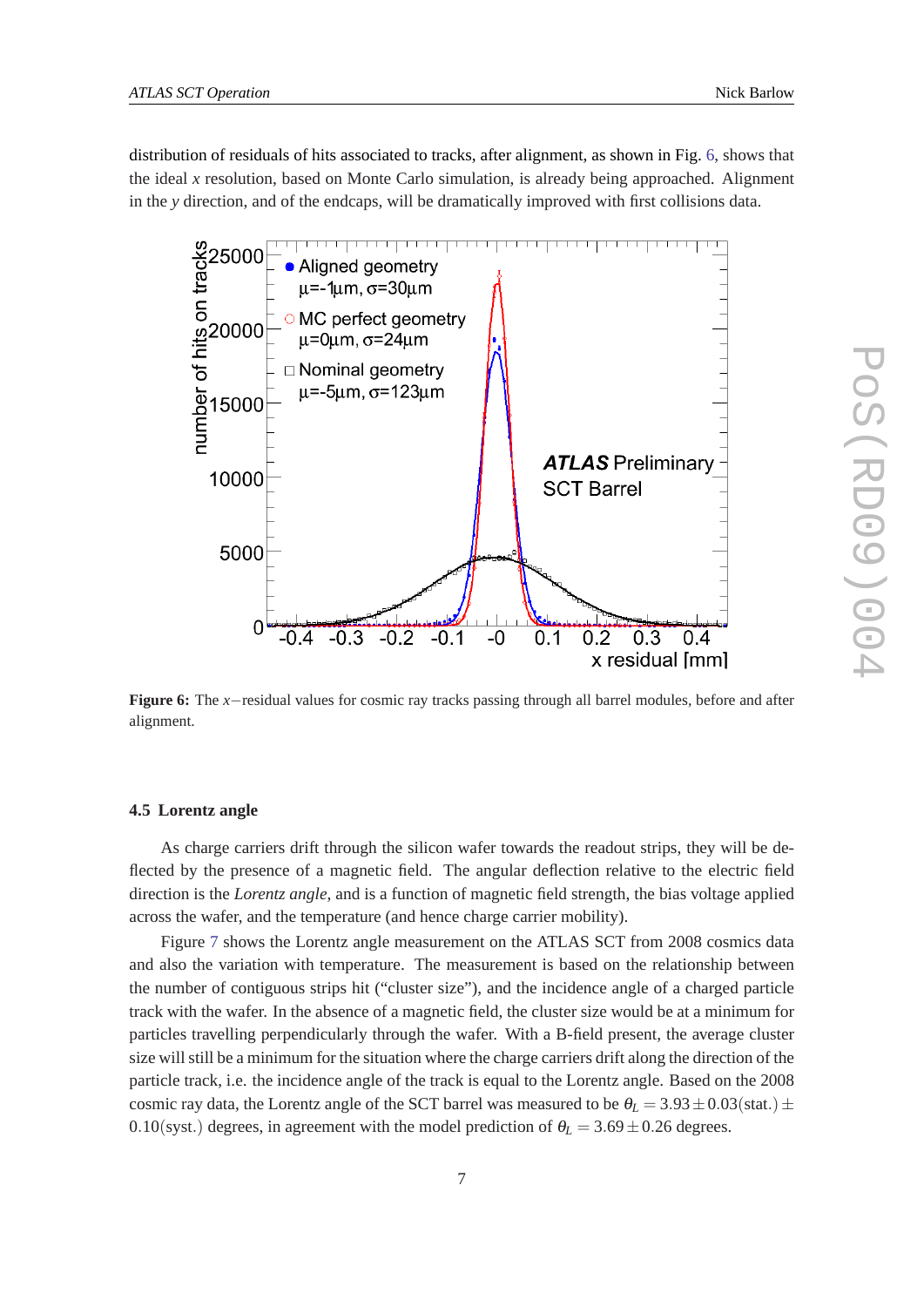distribution of residuals of hits associated to tracks, after alignment, as shown in Fig. 6, shows that the ideal $x$ resolution, based on Monte Carlo simulation, is already being approached. Alignment in the $y$ direction, and of the endcaps, will be dramatically improved with first collisions data.

**Figure 6:** The $x-$residual values for cosmic ray tracks passing through all barrel modules, before and after alignment.

### 4.5 Lorentz angle

As charge carriers drift through the silicon wafer towards the readout strips, they will be deflected by the presence of a magnetic field. The angular deflection relative to the electric field direction is the *Lorentz angle*, and is a function of magnetic field strength, the bias voltage applied across the wafer, and the temperature (and hence charge carrier mobility).

Figure 7 shows the Lorentz angle measurement on the ATLAS SCT from 2008 cosmics data and also the variation with temperature. The measurement is based on the relationship between the number of contiguous strips hit ("cluster size"), and the incidence angle of a charged particle track with the wafer. In the absence of a magnetic field, the cluster size would be at a minimum for particles travelling perpendicularly through the wafer. With a B-field present, the average cluster size will still be a minimum for the situation where the charge carriers drift along the direction of the particle track, i.e. the incidence angle of the track is equal to the Lorentz angle. Based on the 2008 cosmic ray data, the Lorentz angle of the SCT barrel was measured to be $\theta_L = 3.93 \pm 0.03(\text{stat.}) \pm 0.10(\text{syst.})$ degrees, in agreement with the model prediction of $\theta_L = 3.69 \pm 0.26$ degrees.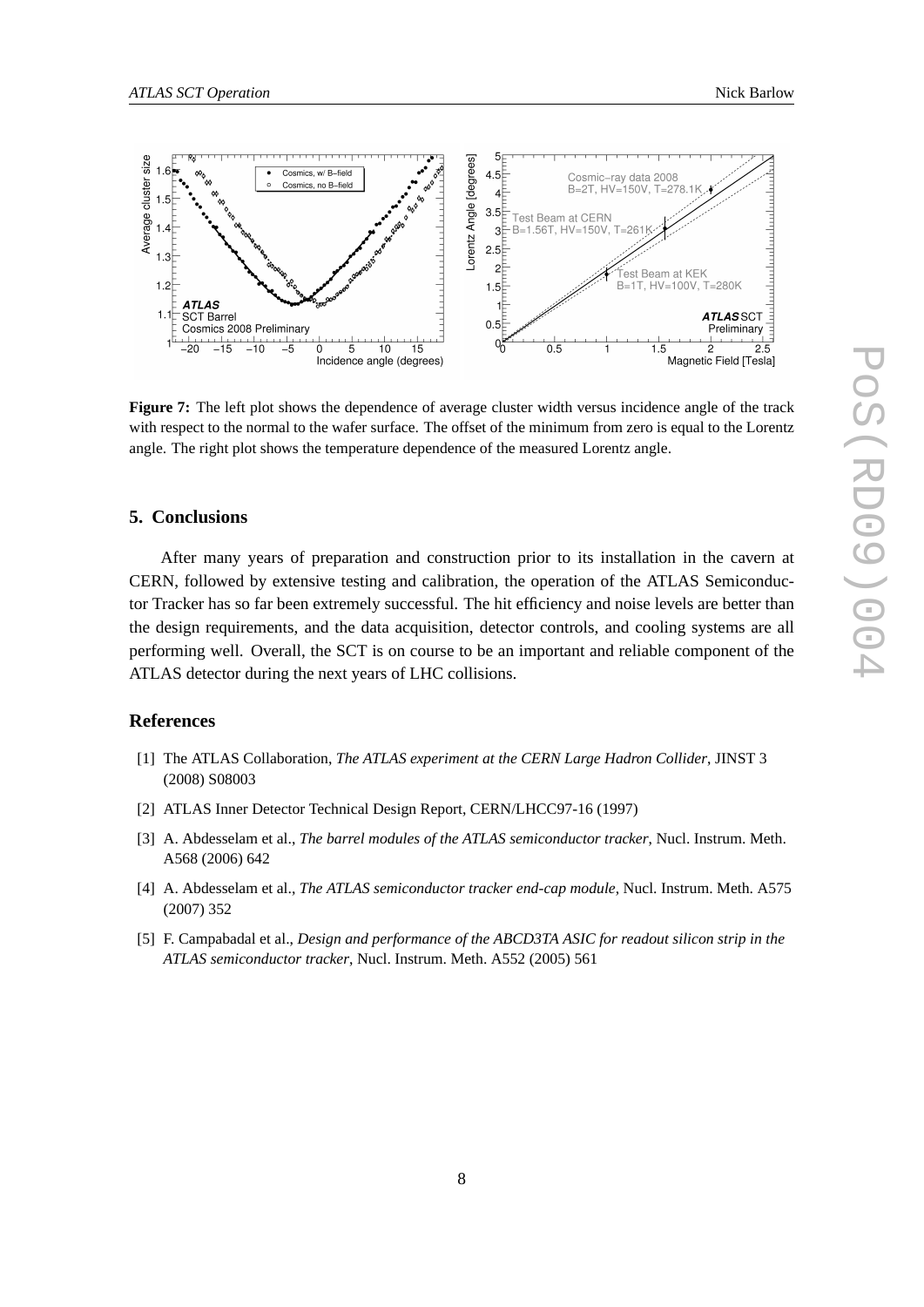Average cluster size
1.6
1.5
1.4
1.3
1.2
1.1
1
Cosmics, w/ B–field
Cosmics, no B–field
ATLAS
SCT Barrel
Cosmics 2008 Preliminary
−20 −15 −10 −5 0 5 10 15
Incidence angle (degrees)

Lorentz Angle [degrees]
5
4.5
4
3.5
3
2.5
2
1.5
1
0.5
0
Cosmic–ray data 2008
B=2T, HV=150V, T=278.1K
Test Beam at CERN
B=1.56T, HV=150V, T=261K
Test Beam at KEK
B=1T, HV=100V, T=280K
ATLAS SCT
Preliminary
0 0.5 1 1.5 2 2.5
Magnetic Field [Tesla]

**Figure 7:** The left plot shows the dependence of average cluster width versus incidence angle of the track with respect to the normal to the wafer surface. The offset of the minimum from zero is equal to the Lorentz angle. The right plot shows the temperature dependence of the measured Lorentz angle.

## 5. Conclusions

After many years of preparation and construction prior to its installation in the cavern at CERN, followed by extensive testing and calibration, the operation of the ATLAS Semiconductor Tracker has so far been extremely successful. The hit efficiency and noise levels are better than the design requirements, and the data acquisition, detector controls, and cooling systems are all performing well. Overall, the SCT is on course to be an important and reliable component of the ATLAS detector during the next years of LHC collisions.

## References

[1] The ATLAS Collaboration, *The ATLAS experiment at the CERN Large Hadron Collider*, JINST 3 (2008) S08003

[2] ATLAS Inner Detector Technical Design Report, CERN/LHCC97-16 (1997)

[3] A. Abdesselam et al., *The barrel modules of the ATLAS semiconductor tracker*, Nucl. Instrum. Meth. A568 (2006) 642

[4] A. Abdesselam et al., *The ATLAS semiconductor tracker end-cap module*, Nucl. Instrum. Meth. A575 (2007) 352

[5] F. Campabadal et al., *Design and performance of the ABCD3TA ASIC for readout silicon strip in the ATLAS semiconductor tracker*, Nucl. Instrum. Meth. A552 (2005) 561